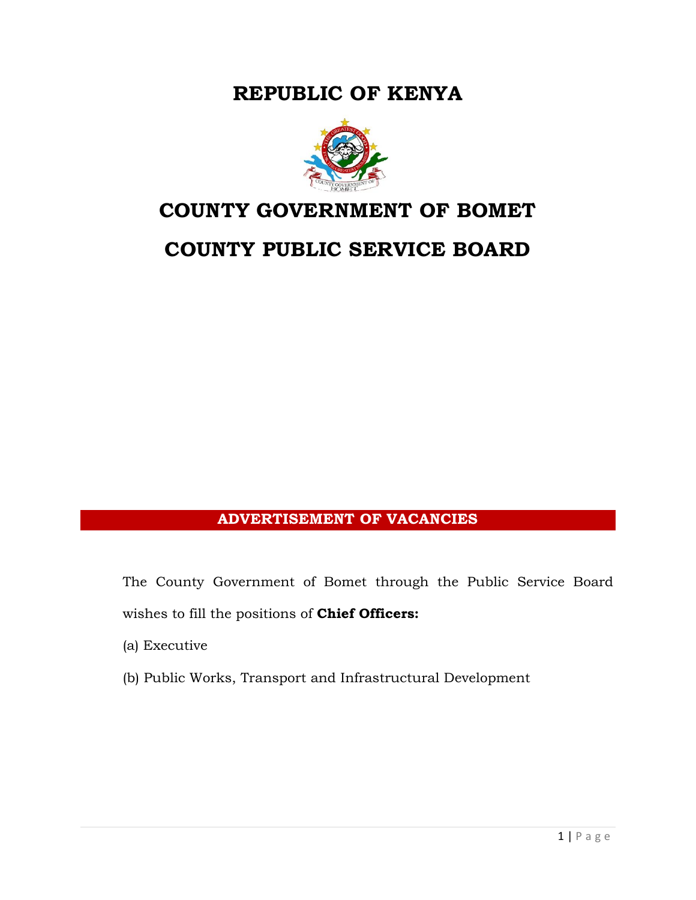# REPUBLIC OF KENYA

# COUNTY GOVERNMENT OF BOMET

# COUNTY PUBLIC SERVICE BOARD

## ADVERTISEMENT OF VACANCIES

The County Government of Bomet through the Public Service Board wishes to fill the positions of **Chief Officers:**

(a) Executive

(b) Public Works, Transport and Infrastructural Development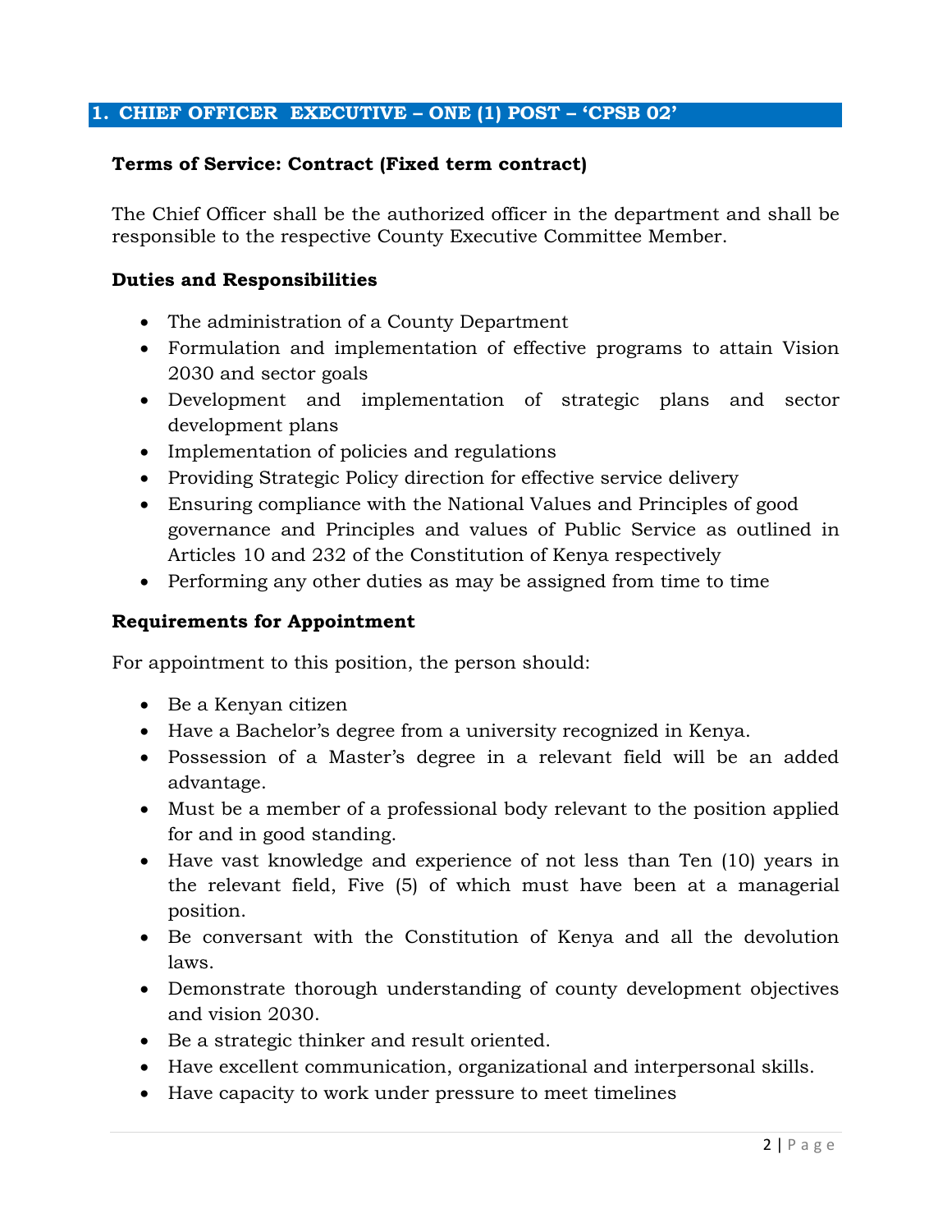## 1. CHIEF OFFICER EXECUTIVE – ONE (1) POST – 'CPSB 02'

**Terms of Service: Contract (Fixed term contract)**

The Chief Officer shall be the authorized officer in the department and shall be responsible to the respective County Executive Committee Member.

**Duties and Responsibilities**

- The administration of a County Department
- Formulation and implementation of effective programs to attain Vision 2030 and sector goals
- Development and implementation of strategic plans and sector development plans
- Implementation of policies and regulations
- Providing Strategic Policy direction for effective service delivery
- Ensuring compliance with the National Values and Principles of good governance and Principles and values of Public Service as outlined in Articles 10 and 232 of the Constitution of Kenya respectively
- Performing any other duties as may be assigned from time to time

**Requirements for Appointment**

For appointment to this position, the person should:

- Be a Kenyan citizen
- Have a Bachelor's degree from a university recognized in Kenya.
- Possession of a Master's degree in a relevant field will be an added advantage.
- Must be a member of a professional body relevant to the position applied for and in good standing.
- Have vast knowledge and experience of not less than Ten (10) years in the relevant field, Five (5) of which must have been at a managerial position.
- Be conversant with the Constitution of Kenya and all the devolution laws.
- Demonstrate thorough understanding of county development objectives and vision 2030.
- Be a strategic thinker and result oriented.
- Have excellent communication, organizational and interpersonal skills.
- Have capacity to work under pressure to meet timelines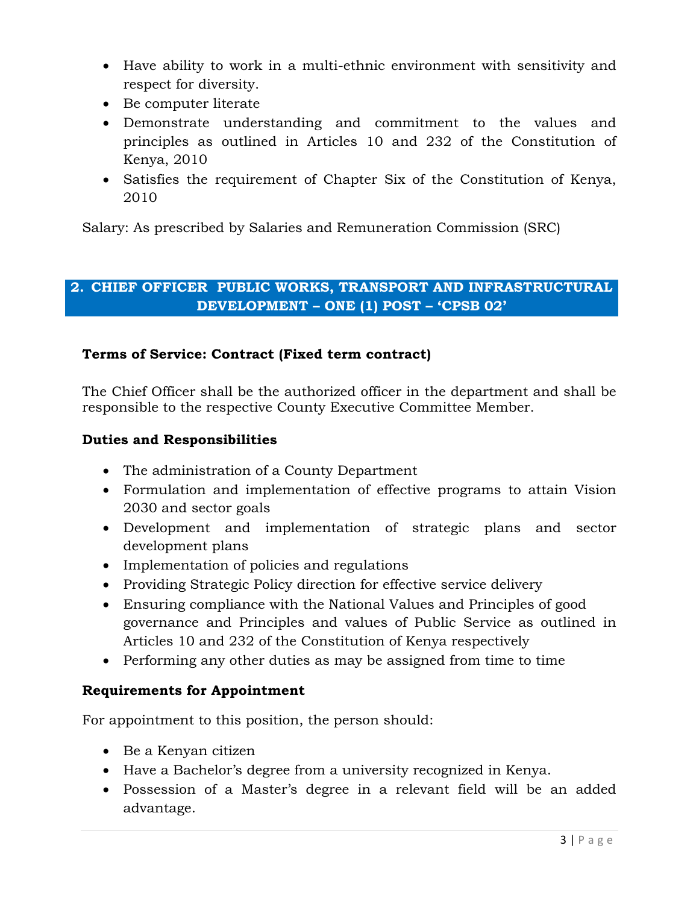- Have ability to work in a multi-ethnic environment with sensitivity and respect for diversity.
- Be computer literate
- Demonstrate understanding and commitment to the values and principles as outlined in Articles 10 and 232 of the Constitution of Kenya, 2010
- Satisfies the requirement of Chapter Six of the Constitution of Kenya, 2010

Salary: As prescribed by Salaries and Remuneration Commission (SRC)

## 2. CHIEF OFFICER PUBLIC WORKS, TRANSPORT AND INFRASTRUCTURAL DEVELOPMENT – ONE (1) POST – 'CPSB 02'

**Terms of Service: Contract (Fixed term contract)**

The Chief Officer shall be the authorized officer in the department and shall be responsible to the respective County Executive Committee Member.

**Duties and Responsibilities**

- The administration of a County Department
- Formulation and implementation of effective programs to attain Vision 2030 and sector goals
- Development and implementation of strategic plans and sector development plans
- Implementation of policies and regulations
- Providing Strategic Policy direction for effective service delivery
- Ensuring compliance with the National Values and Principles of good governance and Principles and values of Public Service as outlined in Articles 10 and 232 of the Constitution of Kenya respectively
- Performing any other duties as may be assigned from time to time

**Requirements for Appointment**

For appointment to this position, the person should:

- Be a Kenyan citizen
- Have a Bachelor's degree from a university recognized in Kenya.
- Possession of a Master's degree in a relevant field will be an added advantage.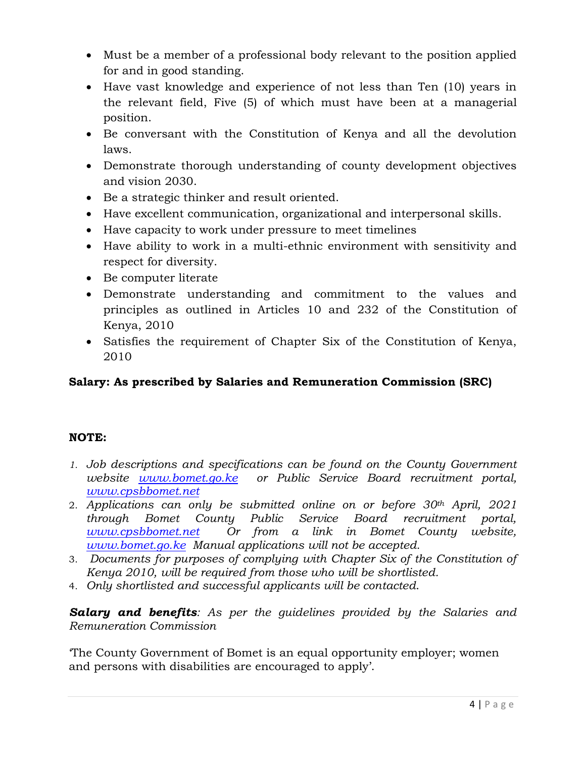- Must be a member of a professional body relevant to the position applied for and in good standing.
- Have vast knowledge and experience of not less than Ten (10) years in the relevant field, Five (5) of which must have been at a managerial position.
- Be conversant with the Constitution of Kenya and all the devolution laws.
- Demonstrate thorough understanding of county development objectives and vision 2030.
- Be a strategic thinker and result oriented.
- Have excellent communication, organizational and interpersonal skills.
- Have capacity to work under pressure to meet timelines
- Have ability to work in a multi-ethnic environment with sensitivity and respect for diversity.
- Be computer literate
- Demonstrate understanding and commitment to the values and principles as outlined in Articles 10 and 232 of the Constitution of Kenya, 2010
- Satisfies the requirement of Chapter Six of the Constitution of Kenya, 2010

**Salary: As prescribed by Salaries and Remuneration Commission (SRC)**

**NOTE:**

1. *Job descriptions and specifications can be found on the County Government website [www.bomet.go.ke](http://www.bomet.go.ke) or Public Service Board recruitment portal, [www.cpsbbomet.net](http://www.cpsbbomet.net)*
2. *Applications can only be submitted online on or before 30th April, 2021 through Bomet County Public Service Board recruitment portal, [www.cpsbbomet.net](http://www.cpsbbomet.net) Or from a link in Bomet County website, [www.bomet.go.ke](http://www.bomet.go.ke) Manual applications will not be accepted.*
3. *Documents for purposes of complying with Chapter Six of the Constitution of Kenya 2010, will be required from those who will be shortlisted.*
4. *Only shortlisted and successful applicants will be contacted.*

***Salary and benefits**: As per the guidelines provided by the Salaries and Remuneration Commission*

'The County Government of Bomet is an equal opportunity employer; women and persons with disabilities are encouraged to apply'.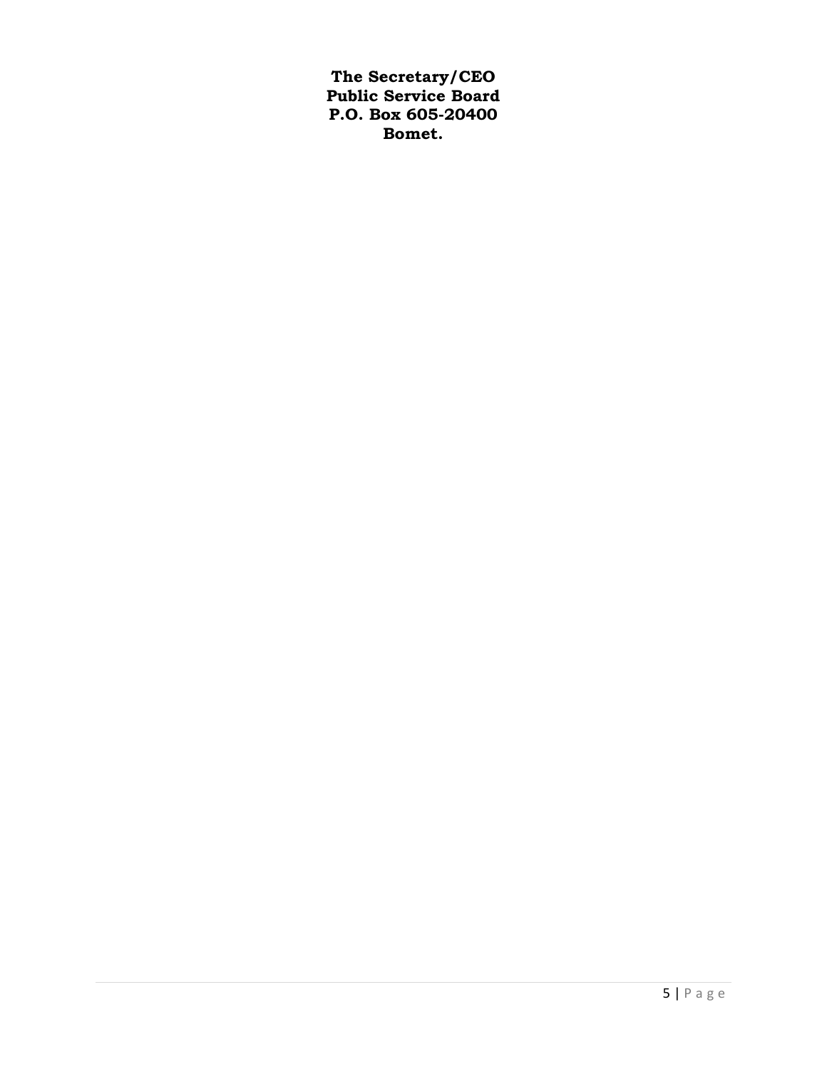**The Secretary/CEO**
**Public Service Board**
**P.O. Box 605-20400**
**Bomet.**